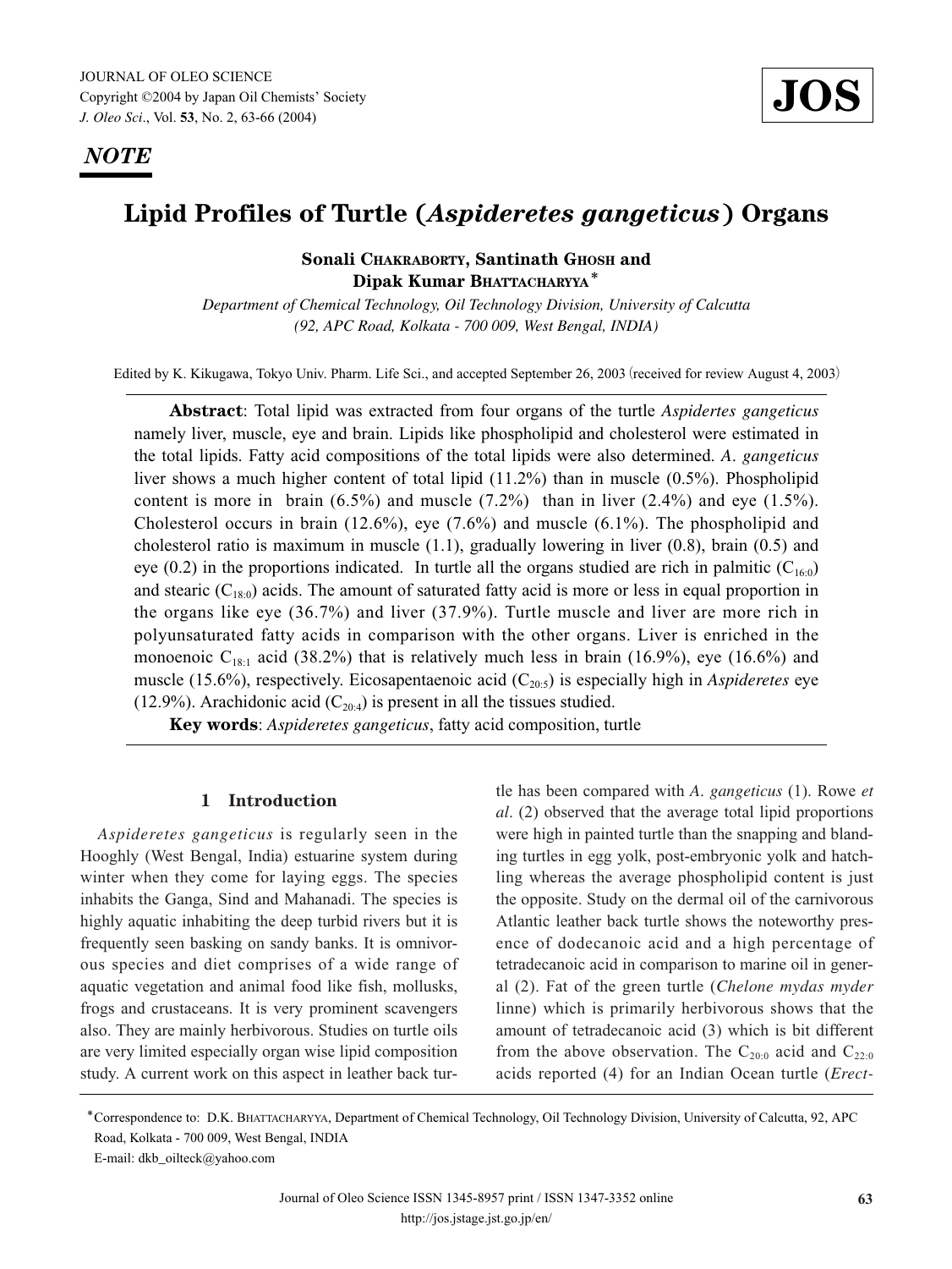*NOTE*

# Lipid Profiles of Turtle (*Aspideretes gangeticus*) Organs

**Sonali Chakraborty, Santinath Ghosh and Dipak Kumar Bhattacharyya***

*Department of Chemical Technology, Oil Technology Division, University of Calcutta (92, APC Road, Kolkata - 700 009, West Bengal, INDIA)*

Edited by K. Kikugawa, Tokyo Univ. Pharm. Life Sci., and accepted September 26, 2003 (received for review August 4, 2003)

**Abstract**: Total lipid was extracted from four organs of the turtle *Aspidertes gangeticus* namely liver, muscle, eye and brain. Lipids like phospholipid and cholesterol were estimated in the total lipids. Fatty acid compositions of the total lipids were also determined. *A. gangeticus* liver shows a much higher content of total lipid (11.2%) than in muscle (0.5%). Phospholipid content is more in brain (6.5%) and muscle (7.2%) than in liver (2.4%) and eye (1.5%). Cholesterol occurs in brain (12.6%), eye (7.6%) and muscle (6.1%). The phospholipid and cholesterol ratio is maximum in muscle (1.1), gradually lowering in liver (0.8), brain (0.5) and eye (0.2) in the proportions indicated. In turtle all the organs studied are rich in palmitic ($C_{16:0}$) and stearic ($C_{18:0}$) acids. The amount of saturated fatty acid is more or less in equal proportion in the organs like eye (36.7%) and liver (37.9%). Turtle muscle and liver are more rich in polyunsaturated fatty acids in comparison with the other organs. Liver is enriched in the monoenoic $C_{18:1}$ acid (38.2%) that is relatively much less in brain (16.9%), eye (16.6%) and muscle (15.6%), respectively. Eicosapentaenoic acid ($C_{20:5}$) is especially high in *Aspideretes* eye (12.9%). Arachidonic acid ($C_{20:4}$) is present in all the tissues studied.

**Key words**: *Aspideretes gangeticus*, fatty acid composition, turtle

## 1 Introduction

*Aspideretes gangeticus* is regularly seen in the Hooghly (West Bengal, India) estuarine system during winter when they come for laying eggs. The species inhabits the Ganga, Sind and Mahanadi. The species is highly aquatic inhabiting the deep turbid rivers but it is frequently seen basking on sandy banks. It is omnivorous species and diet comprises of a wide range of aquatic vegetation and animal food like fish, mollusks, frogs and crustaceans. It is very prominent scavengers also. They are mainly herbivorous. Studies on turtle oils are very limited especially organ wise lipid composition study. A current work on this aspect in leather back turtle has been compared with *A. gangeticus* (1). Rowe *et al*. (2) observed that the average total lipid proportions were high in painted turtle than the snapping and blanding turtles in egg yolk, post-embryonic yolk and hatchling whereas the average phospholipid content is just the opposite. Study on the dermal oil of the carnivorous Atlantic leather back turtle shows the noteworthy presence of dodecanoic acid and a high percentage of tetradecanoic acid in comparison to marine oil in general (2). Fat of the green turtle (*Chelone mydas myder* linne) which is primarily herbivorous shows that the amount of tetradecanoic acid (3) which is bit different from the above observation. The $C_{20:0}$ acid and $C_{22:0}$ acids reported (4) for an Indian Ocean turtle (*Erect-*

*Correspondence to: D.K. Bhattacharyya, Department of Chemical Technology, Oil Technology Division, University of Calcutta, 92, APC Road, Kolkata - 700 009, West Bengal, INDIA
E-mail: dkb_oilteck@yahoo.com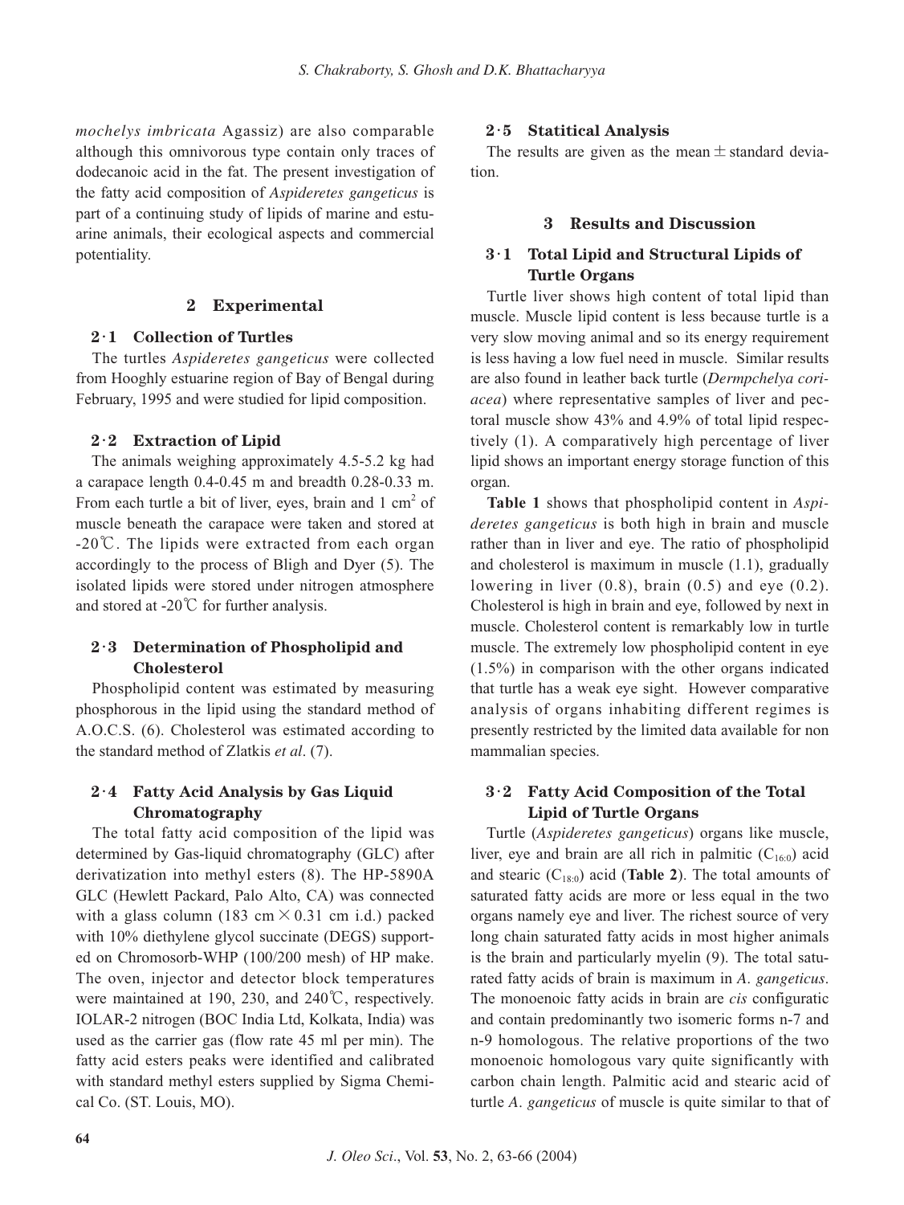*mochelys imbricata* Agassiz) are also comparable although this omnivorous type contain only traces of dodecanoic acid in the fat. The present investigation of the fatty acid composition of *Aspideretes gangeticus* is part of a continuing study of lipids of marine and estuarine animals, their ecological aspects and commercial potentiality.

## 2 Experimental

### 2·1 Collection of Turtles

The turtles *Aspideretes gangeticus* were collected from Hooghly estuarine region of Bay of Bengal during February, 1995 and were studied for lipid composition.

### 2·2 Extraction of Lipid

The animals weighing approximately 4.5-5.2 kg had a carapace length 0.4-0.45 m and breadth 0.28-0.33 m. From each turtle a bit of liver, eyes, brain and 1 $cm^2$ of muscle beneath the carapace were taken and stored at -20℃. The lipids were extracted from each organ accordingly to the process of Bligh and Dyer (5). The isolated lipids were stored under nitrogen atmosphere and stored at -20℃ for further analysis.

### 2·3 Determination of Phospholipid and Cholesterol

Phospholipid content was estimated by measuring phosphorous in the lipid using the standard method of A.O.C.S. (6). Cholesterol was estimated according to the standard method of Zlatkis *et al*. (7).

### 2·4 Fatty Acid Analysis by Gas Liquid Chromatography

The total fatty acid composition of the lipid was determined by Gas-liquid chromatography (GLC) after derivatization into methyl esters (8). The HP-5890A GLC (Hewlett Packard, Palo Alto, CA) was connected with a glass column (183 cm × 0.31 cm i.d.) packed with 10% diethylene glycol succinate (DEGS) supported on Chromosorb-WHP (100/200 mesh) of HP make. The oven, injector and detector block temperatures were maintained at 190, 230, and 240℃, respectively. IOLAR-2 nitrogen (BOC India Ltd, Kolkata, India) was used as the carrier gas (flow rate 45 ml per min). The fatty acid esters peaks were identified and calibrated with standard methyl esters supplied by Sigma Chemical Co. (ST. Louis, MO).

### 2·5 Statitical Analysis

The results are given as the mean ± standard deviation.

## 3 Results and Discussion

### 3·1 Total Lipid and Structural Lipids of Turtle Organs

Turtle liver shows high content of total lipid than muscle. Muscle lipid content is less because turtle is a very slow moving animal and so its energy requirement is less having a low fuel need in muscle. Similar results are also found in leather back turtle (*Dermpchelya coriacea*) where representative samples of liver and pectoral muscle show 43% and 4.9% of total lipid respectively (1). A comparatively high percentage of liver lipid shows an important energy storage function of this organ.

**Table 1** shows that phospholipid content in *Aspideretes gangeticus* is both high in brain and muscle rather than in liver and eye. The ratio of phospholipid and cholesterol is maximum in muscle (1.1), gradually lowering in liver (0.8), brain (0.5) and eye (0.2). Cholesterol is high in brain and eye, followed by next in muscle. Cholesterol content is remarkably low in turtle muscle. The extremely low phospholipid content in eye (1.5%) in comparison with the other organs indicated that turtle has a weak eye sight. However comparative analysis of organs inhabiting different regimes is presently restricted by the limited data available for non mammalian species.

### 3·2 Fatty Acid Composition of the Total Lipid of Turtle Organs

Turtle (*Aspideretes gangeticus*) organs like muscle, liver, eye and brain are all rich in palmitic ($C_{16:0}$) acid and stearic ($C_{18:0}$) acid (**Table 2**). The total amounts of saturated fatty acids are more or less equal in the two organs namely eye and liver. The richest source of very long chain saturated fatty acids in most higher animals is the brain and particularly myelin (9). The total saturated fatty acids of brain is maximum in *A. gangeticus*. The monoenoic fatty acids in brain are *cis* configuratic and contain predominantly two isomeric forms n-7 and n-9 homologous. The relative proportions of the two monoenoic homologous vary quite significantly with carbon chain length. Palmitic acid and stearic acid of turtle *A. gangeticus* of muscle is quite similar to that of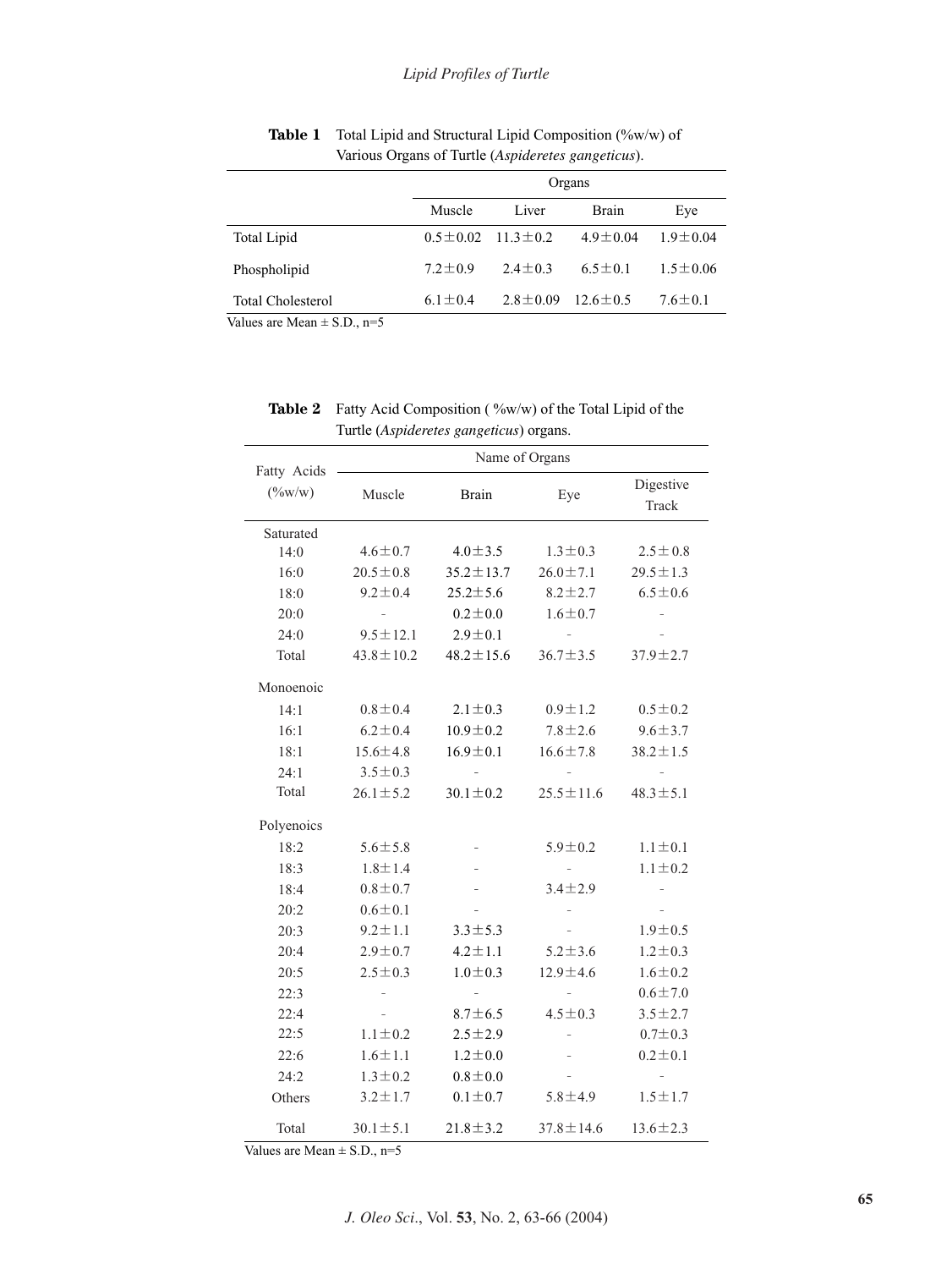**Table 1** Total Lipid and Structural Lipid Composition (%w/w) of Various Organs of Turtle (*Aspideretes gangeticus*).

| | Organs | | | |
|---|---|---|---|---|
| | Muscle | Liver | Brain | Eye |
| Total Lipid | 0.5±0.02 | 11.3±0.2 | 4.9±0.04 | 1.9±0.04 |
| Phospholipid | 7.2±0.9 | 2.4±0.3 | 6.5±0.1 | 1.5±0.06 |
| Total Cholesterol | 6.1±0.4 | 2.8±0.09 | 12.6±0.5 | 7.6±0.1 |

Values are Mean ± S.D., n=5

**Table 2** Fatty Acid Composition ( %w/w) of the Total Lipid of the Turtle (*Aspideretes gangeticus*) organs.

| Fatty Acids (%w/w) | Name of Organs | | | |
|---|---|---|---|---|
| | Muscle | Brain | Eye | Digestive Track |
| Saturated | | | | |
| 14:0 | 4.6±0.7 | 4.0±3.5 | 1.3±0.3 | 2.5± 0.8 |
| 16:0 | 20.5±0.8 | 35.2±13.7 | 26.0±7.1 | 29.5±1.3 |
| 18:0 | 9.2±0.4 | 25.2±5.6 | 8.2±2.7 | 6.5±0.6 |
| 20:0 | - | 0.2±0.0 | 1.6±0.7 | - |
| 24:0 | 9.5±12.1 | 2.9±0.1 | - | - |
| Total | 43.8±10.2 | 48.2±15.6 | 36.7±3.5 | 37.9±2.7 |
| Monoenoic | | | | |
| 14:1 | 0.8±0.4 | 2.1±0.3 | 0.9±1.2 | 0.5±0.2 |
| 16:1 | 6.2±0.4 | 10.9±0.2 | 7.8±2.6 | 9.6±3.7 |
| 18:1 | 15.6±4.8 | 16.9±0.1 | 16.6±7.8 | 38.2±1.5 |
| 24:1 | 3.5±0.3 | - | - | - |
| Total | 26.1±5.2 | 30.1±0.2 | 25.5±11.6 | 48.3±5.1 |
| Polyenoics | | | | |
| 18:2 | 5.6±5.8 | - | 5.9±0.2 | 1.1±0.1 |
| 18:3 | 1.8±1.4 | - | - | 1.1±0.2 |
| 18:4 | 0.8±0.7 | - | 3.4±2.9 | - |
| 20:2 | 0.6±0.1 | - | - | - |
| 20:3 | 9.2±1.1 | 3.3±5.3 | - | 1.9±0.5 |
| 20:4 | 2.9±0.7 | 4.2±1.1 | 5.2±3.6 | 1.2±0.3 |
| 20:5 | 2.5±0.3 | 1.0±0.3 | 12.9±4.6 | 1.6±0.2 |
| 22:3 | - | - | - | 0.6±7.0 |
| 22:4 | - | 8.7±6.5 | 4.5±0.3 | 3.5±2.7 |
| 22:5 | 1.1±0.2 | 2.5±2.9 | - | 0.7±0.3 |
| 22:6 | 1.6±1.1 | 1.2±0.0 | - | 0.2±0.1 |
| 24:2 | 1.3±0.2 | 0.8±0.0 | - | - |
| Others | 3.2±1.7 | 0.1±0.7 | 5.8±4.9 | 1.5±1.7 |
| Total | 30.1±5.1 | 21.8±3.2 | 37.8±14.6 | 13.6±2.3 |

Values are Mean ± S.D., n=5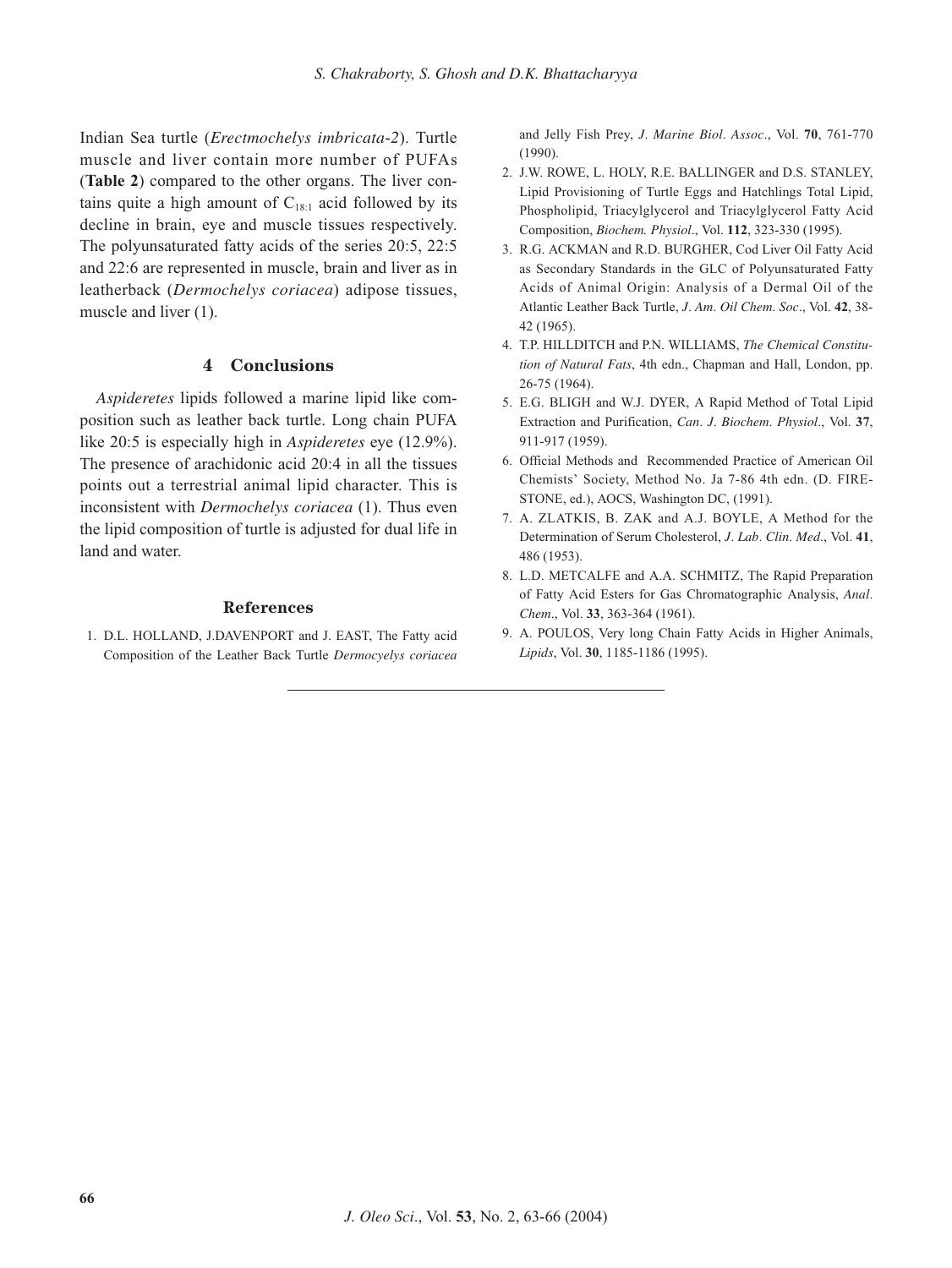Indian Sea turtle (*Erectmochelys imbricata-2*). Turtle muscle and liver contain more number of PUFAs (**Table 2**) compared to the other organs. The liver contains quite a high amount of $C_{18:1}$ acid followed by its decline in brain, eye and muscle tissues respectively. The polyunsaturated fatty acids of the series 20:5, 22:5 and 22:6 are represented in muscle, brain and liver as in leatherback (*Dermochelys coriacea*) adipose tissues, muscle and liver (1).

## 4 Conclusions

*Aspideretes* lipids followed a marine lipid like composition such as leather back turtle. Long chain PUFA like 20:5 is especially high in *Aspideretes* eye (12.9%). The presence of arachidonic acid 20:4 in all the tissues points out a terrestrial animal lipid character. This is inconsistent with *Dermochelys coriacea* (1). Thus even the lipid composition of turtle is adjusted for dual life in land and water.

## References

1. D.L. HOLLAND, J.DAVENPORT and J. EAST, The Fatty acid Composition of the Leather Back Turtle *Dermocyelys coriacea* and Jelly Fish Prey, *J. Marine Biol. Assoc.*, Vol. **70**, 761-770 (1990).
2. J.W. ROWE, L. HOLY, R.E. BALLINGER and D.S. STANLEY, Lipid Provisioning of Turtle Eggs and Hatchlings Total Lipid, Phospholipid, Triacylglycerol and Triacylglycerol Fatty Acid Composition, *Biochem. Physiol.*, Vol. **112**, 323-330 (1995).
3. R.G. ACKMAN and R.D. BURGHER, Cod Liver Oil Fatty Acid as Secondary Standards in the GLC of Polyunsaturated Fatty Acids of Animal Origin: Analysis of a Dermal Oil of the Atlantic Leather Back Turtle, *J. Am. Oil Chem. Soc.*, Vol. **42**, 38-42 (1965).
4. T.P. HILLDITCH and P.N. WILLIAMS, *The Chemical Constitution of Natural Fats*, 4th edn., Chapman and Hall, London, pp. 26-75 (1964).
5. E.G. BLIGH and W.J. DYER, A Rapid Method of Total Lipid Extraction and Purification, *Can. J. Biochem. Physiol.*, Vol. **37**, 911-917 (1959).
6. Official Methods and Recommended Practice of American Oil Chemists' Society, Method No. Ja 7-86 4th edn. (D. FIRESTONE, ed.), AOCS, Washington DC, (1991).
7. A. ZLATKIS, B. ZAK and A.J. BOYLE, A Method for the Determination of Serum Cholesterol, *J. Lab. Clin. Med.*, Vol. **41**, 486 (1953).
8. L.D. METCALFE and A.A. SCHMITZ, The Rapid Preparation of Fatty Acid Esters for Gas Chromatographic Analysis, *Anal. Chem.*, Vol. **33**, 363-364 (1961).
9. A. POULOS, Very long Chain Fatty Acids in Higher Animals, *Lipids*, Vol. **30**, 1185-1186 (1995).